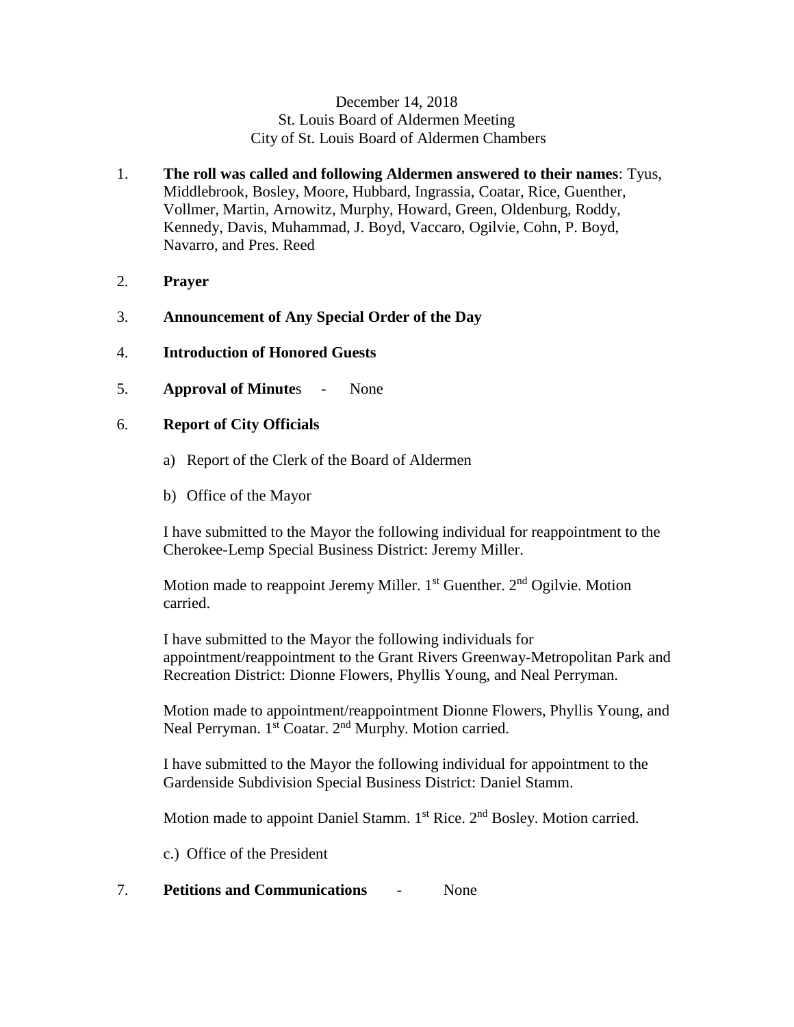December 14, 2018
St. Louis Board of Aldermen Meeting
City of St. Louis Board of Aldermen Chambers

1. **The roll was called and following Aldermen answered to their names**: Tyus, Middlebrook, Bosley, Moore, Hubbard, Ingrassia, Coatar, Rice, Guenther, Vollmer, Martin, Arnowitz, Murphy, Howard, Green, Oldenburg, Roddy, Kennedy, Davis, Muhammad, J. Boyd, Vaccaro, Ogilvie, Cohn, P. Boyd, Navarro, and Pres. Reed

2. **Prayer**

3. **Announcement of Any Special Order of the Day**

4. **Introduction of Honored Guests**

5. **Approval of Minutes** - None

6. **Report of City Officials**

   a) Report of the Clerk of the Board of Aldermen

   b) Office of the Mayor

   I have submitted to the Mayor the following individual for reappointment to the Cherokee-Lemp Special Business District: Jeremy Miller.

   Motion made to reappoint Jeremy Miller. 1st Guenther. 2nd Ogilvie. Motion carried.

   I have submitted to the Mayor the following individuals for appointment/reappointment to the Grant Rivers Greenway-Metropolitan Park and Recreation District: Dionne Flowers, Phyllis Young, and Neal Perryman.

   Motion made to appointment/reappointment Dionne Flowers, Phyllis Young, and Neal Perryman. 1st Coatar. 2nd Murphy. Motion carried.

   I have submitted to the Mayor the following individual for appointment to the Gardenside Subdivision Special Business District: Daniel Stamm.

   Motion made to appoint Daniel Stamm. 1st Rice. 2nd Bosley. Motion carried.

   c.) Office of the President

7. **Petitions and Communications** - None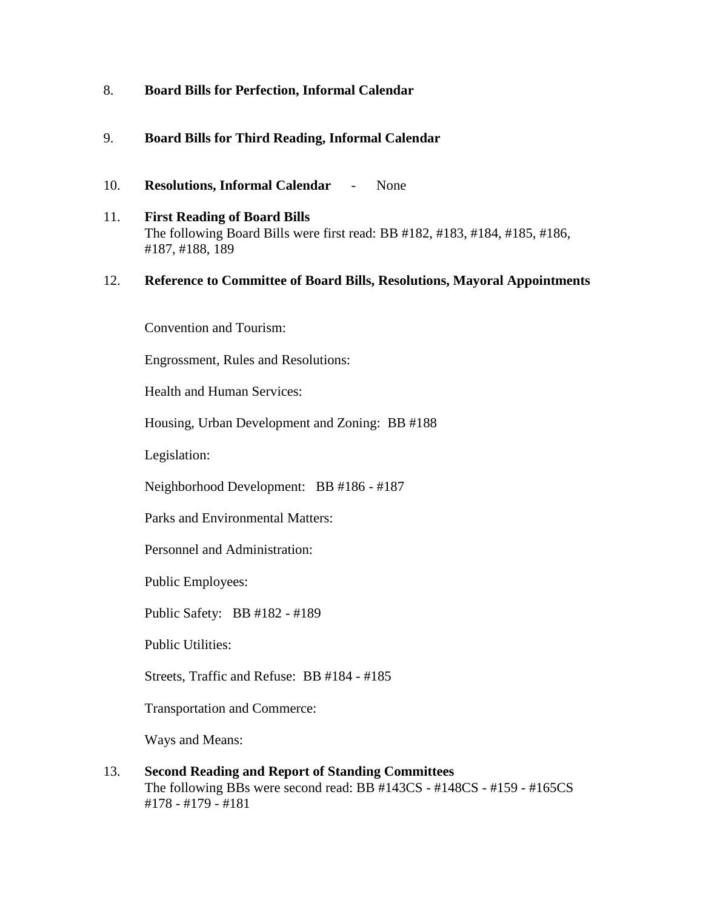8. **Board Bills for Perfection, Informal Calendar**

9. **Board Bills for Third Reading, Informal Calendar**

10. **Resolutions, Informal Calendar** - None

11. **First Reading of Board Bills**
    The following Board Bills were first read: BB #182, #183, #184, #185, #186, #187, #188, 189

12. **Reference to Committee of Board Bills, Resolutions, Mayoral Appointments**

    Convention and Tourism:

    Engrossment, Rules and Resolutions:

    Health and Human Services:

    Housing, Urban Development and Zoning: BB #188

    Legislation:

    Neighborhood Development: BB #186 - #187

    Parks and Environmental Matters:

    Personnel and Administration:

    Public Employees:

    Public Safety: BB #182 - #189

    Public Utilities:

    Streets, Traffic and Refuse: BB #184 - #185

    Transportation and Commerce:

    Ways and Means:

13. **Second Reading and Report of Standing Committees**
    The following BBs were second read: BB #143CS - #148CS - #159 - #165CS #178 - #179 - #181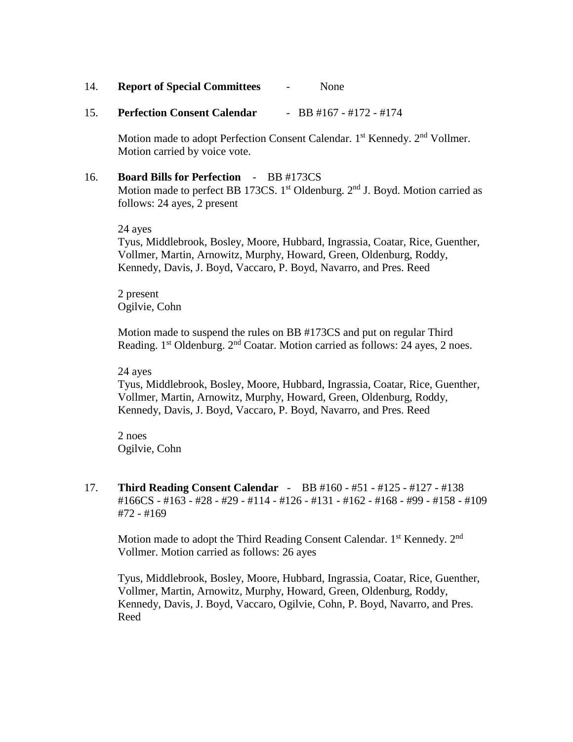14. **Report of Special Committees** - None

15. **Perfection Consent Calendar** - BB #167 - #172 - #174

    Motion made to adopt Perfection Consent Calendar. 1st Kennedy. 2nd Vollmer. Motion carried by voice vote.

16. **Board Bills for Perfection** - BB #173CS
    Motion made to perfect BB 173CS. 1st Oldenburg. 2nd J. Boyd. Motion carried as follows: 24 ayes, 2 present

    24 ayes
    Tyus, Middlebrook, Bosley, Moore, Hubbard, Ingrassia, Coatar, Rice, Guenther, Vollmer, Martin, Arnowitz, Murphy, Howard, Green, Oldenburg, Roddy, Kennedy, Davis, J. Boyd, Vaccaro, P. Boyd, Navarro, and Pres. Reed

    2 present
    Ogilvie, Cohn

    Motion made to suspend the rules on BB #173CS and put on regular Third Reading. 1st Oldenburg. 2nd Coatar. Motion carried as follows: 24 ayes, 2 noes.

    24 ayes
    Tyus, Middlebrook, Bosley, Moore, Hubbard, Ingrassia, Coatar, Rice, Guenther, Vollmer, Martin, Arnowitz, Murphy, Howard, Green, Oldenburg, Roddy, Kennedy, Davis, J. Boyd, Vaccaro, P. Boyd, Navarro, and Pres. Reed

    2 noes
    Ogilvie, Cohn

17. **Third Reading Consent Calendar** - BB #160 - #51 - #125 - #127 - #138 #166CS - #163 - #28 - #29 - #114 - #126 - #131 - #162 - #168 - #99 - #158 - #109 #72 - #169

    Motion made to adopt the Third Reading Consent Calendar. 1st Kennedy. 2nd Vollmer. Motion carried as follows: 26 ayes

    Tyus, Middlebrook, Bosley, Moore, Hubbard, Ingrassia, Coatar, Rice, Guenther, Vollmer, Martin, Arnowitz, Murphy, Howard, Green, Oldenburg, Roddy, Kennedy, Davis, J. Boyd, Vaccaro, Ogilvie, Cohn, P. Boyd, Navarro, and Pres. Reed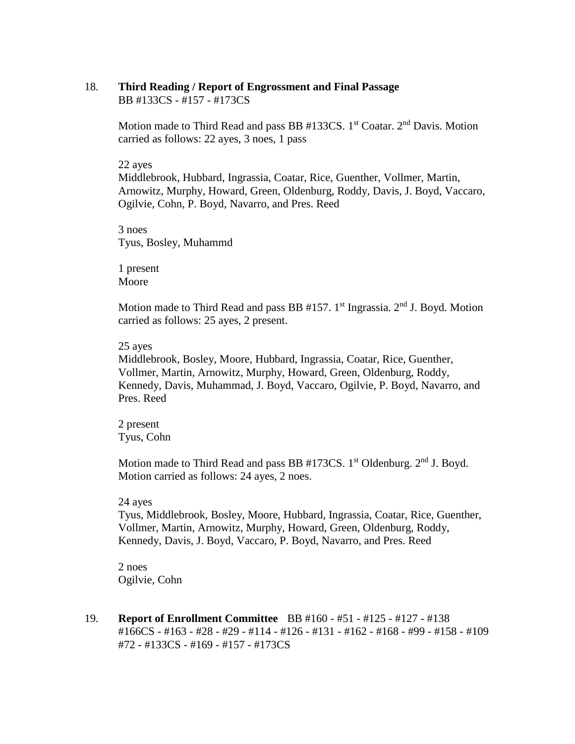18. **Third Reading / Report of Engrossment and Final Passage**
    BB #133CS - #157 - #173CS

    Motion made to Third Read and pass BB #133CS. 1st Coatar. 2nd Davis. Motion carried as follows: 22 ayes, 3 noes, 1 pass

    22 ayes
    Middlebrook, Hubbard, Ingrassia, Coatar, Rice, Guenther, Vollmer, Martin, Arnowitz, Murphy, Howard, Green, Oldenburg, Roddy, Davis, J. Boyd, Vaccaro, Ogilvie, Cohn, P. Boyd, Navarro, and Pres. Reed

    3 noes
    Tyus, Bosley, Muhammd

    1 present
    Moore

    Motion made to Third Read and pass BB #157. 1st Ingrassia. 2nd J. Boyd. Motion carried as follows: 25 ayes, 2 present.

    25 ayes
    Middlebrook, Bosley, Moore, Hubbard, Ingrassia, Coatar, Rice, Guenther, Vollmer, Martin, Arnowitz, Murphy, Howard, Green, Oldenburg, Roddy, Kennedy, Davis, Muhammad, J. Boyd, Vaccaro, Ogilvie, P. Boyd, Navarro, and Pres. Reed

    2 present
    Tyus, Cohn

    Motion made to Third Read and pass BB #173CS. 1st Oldenburg. 2nd J. Boyd. Motion carried as follows: 24 ayes, 2 noes.

    24 ayes
    Tyus, Middlebrook, Bosley, Moore, Hubbard, Ingrassia, Coatar, Rice, Guenther, Vollmer, Martin, Arnowitz, Murphy, Howard, Green, Oldenburg, Roddy, Kennedy, Davis, J. Boyd, Vaccaro, P. Boyd, Navarro, and Pres. Reed

    2 noes
    Ogilvie, Cohn

19. **Report of Enrollment Committee** BB #160 - #51 - #125 - #127 - #138 #166CS - #163 - #28 - #29 - #114 - #126 - #131 - #162 - #168 - #99 - #158 - #109 #72 - #133CS - #169 - #157 - #173CS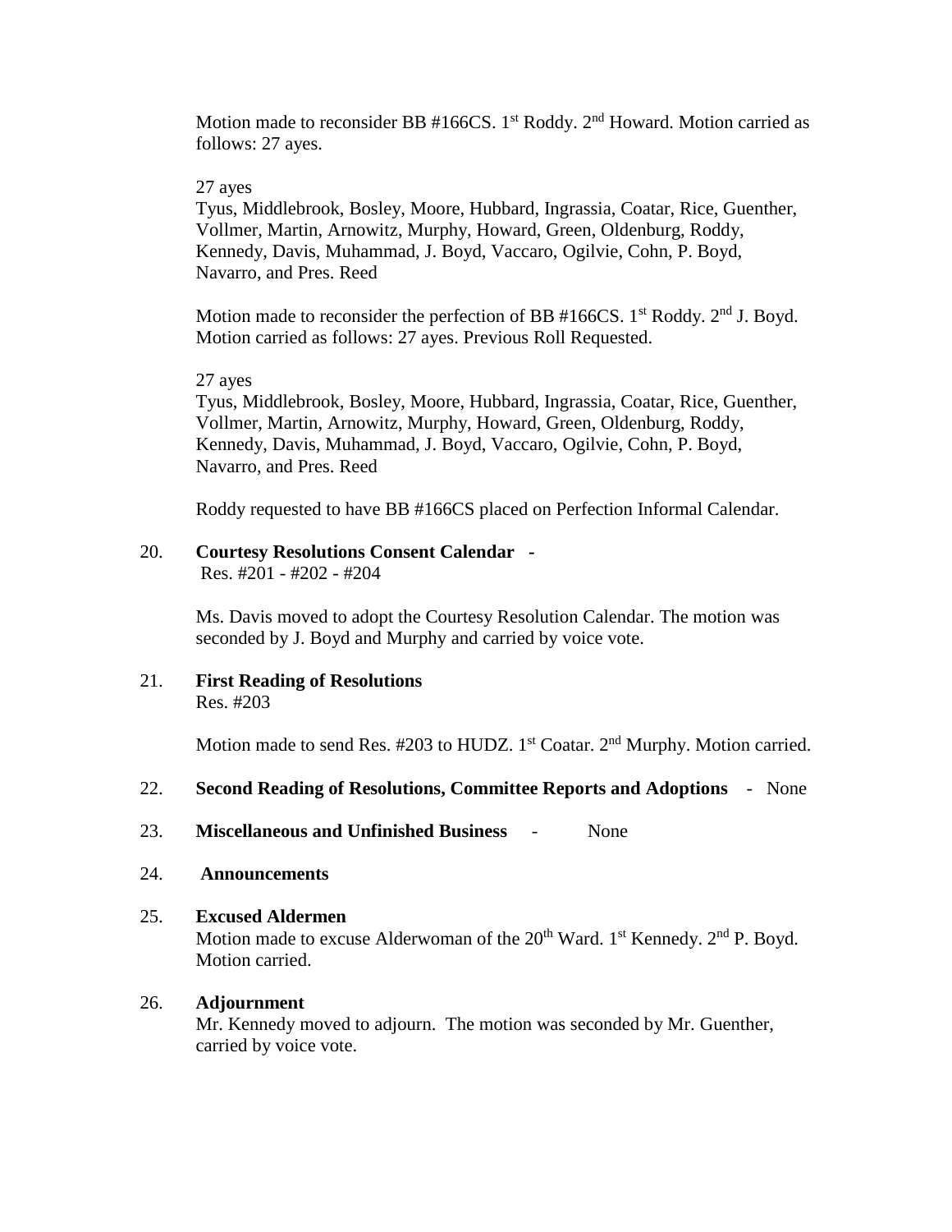Motion made to reconsider BB #166CS. 1st Roddy. 2nd Howard. Motion carried as follows: 27 ayes.

27 ayes
Tyus, Middlebrook, Bosley, Moore, Hubbard, Ingrassia, Coatar, Rice, Guenther, Vollmer, Martin, Arnowitz, Murphy, Howard, Green, Oldenburg, Roddy, Kennedy, Davis, Muhammad, J. Boyd, Vaccaro, Ogilvie, Cohn, P. Boyd, Navarro, and Pres. Reed

Motion made to reconsider the perfection of BB #166CS. 1st Roddy. 2nd J. Boyd. Motion carried as follows: 27 ayes. Previous Roll Requested.

27 ayes
Tyus, Middlebrook, Bosley, Moore, Hubbard, Ingrassia, Coatar, Rice, Guenther, Vollmer, Martin, Arnowitz, Murphy, Howard, Green, Oldenburg, Roddy, Kennedy, Davis, Muhammad, J. Boyd, Vaccaro, Ogilvie, Cohn, P. Boyd, Navarro, and Pres. Reed

Roddy requested to have BB #166CS placed on Perfection Informal Calendar.

20. **Courtesy Resolutions Consent Calendar** -
Res. #201 - #202 - #204

Ms. Davis moved to adopt the Courtesy Resolution Calendar. The motion was seconded by J. Boyd and Murphy and carried by voice vote.

21. **First Reading of Resolutions**
Res. #203

Motion made to send Res. #203 to HUDZ. 1st Coatar. 2nd Murphy. Motion carried.

22. **Second Reading of Resolutions, Committee Reports and Adoptions** - None

23. **Miscellaneous and Unfinished Business** - None

24. **Announcements**

25. **Excused Aldermen**
Motion made to excuse Alderwoman of the 20th Ward. 1st Kennedy. 2nd P. Boyd. Motion carried.

26. **Adjournment**
Mr. Kennedy moved to adjourn. The motion was seconded by Mr. Guenther, carried by voice vote.